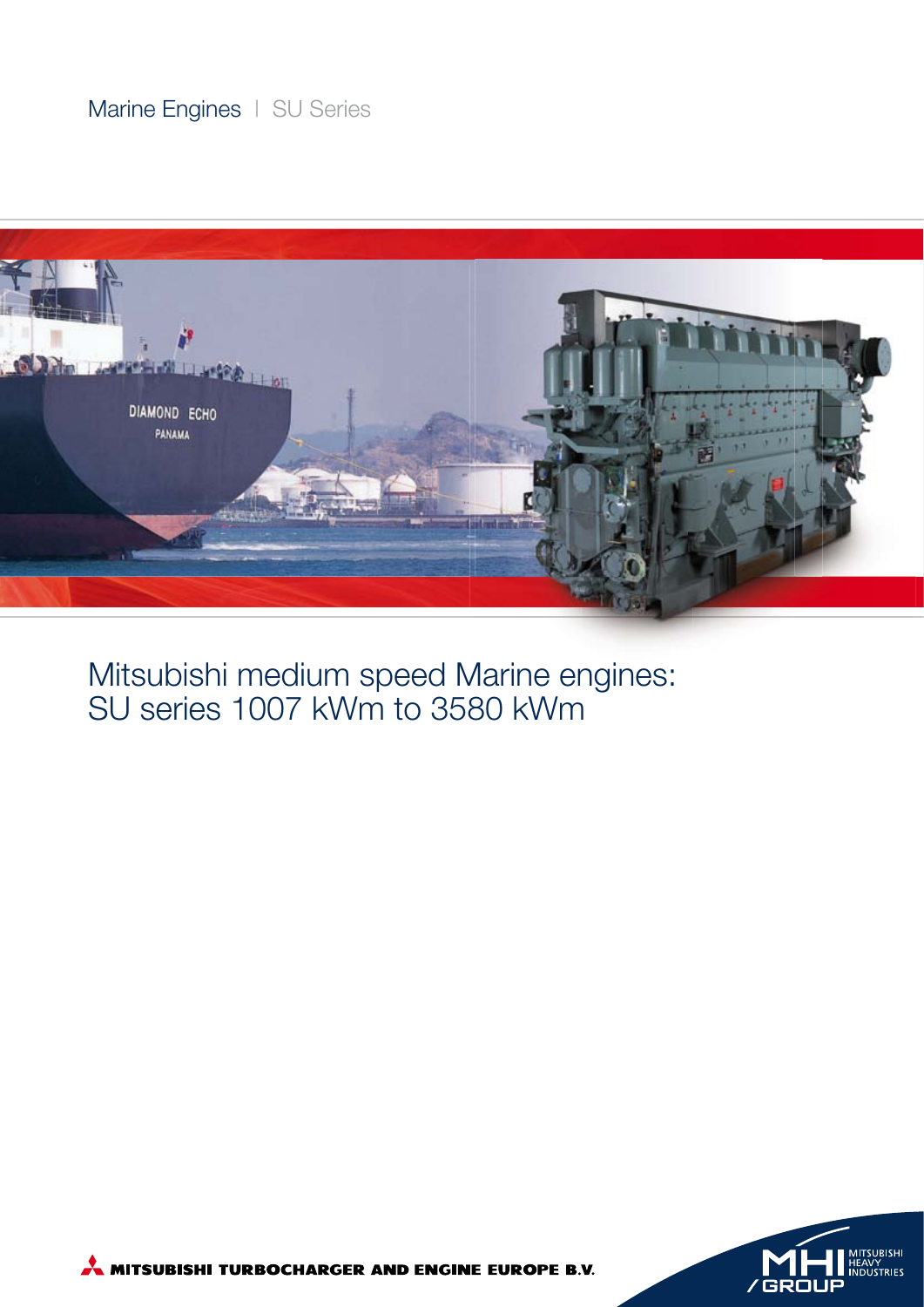Marine Engines | SU Series

# Mitsubishi medium speed Marine engines: SU series 1007 kWm to 3580 kWm

MITSUBISHI TURBOCHARGER AND ENGINE EUROPE B.V.

MHI GROUP MITSUBISHI HEAVY INDUSTRIES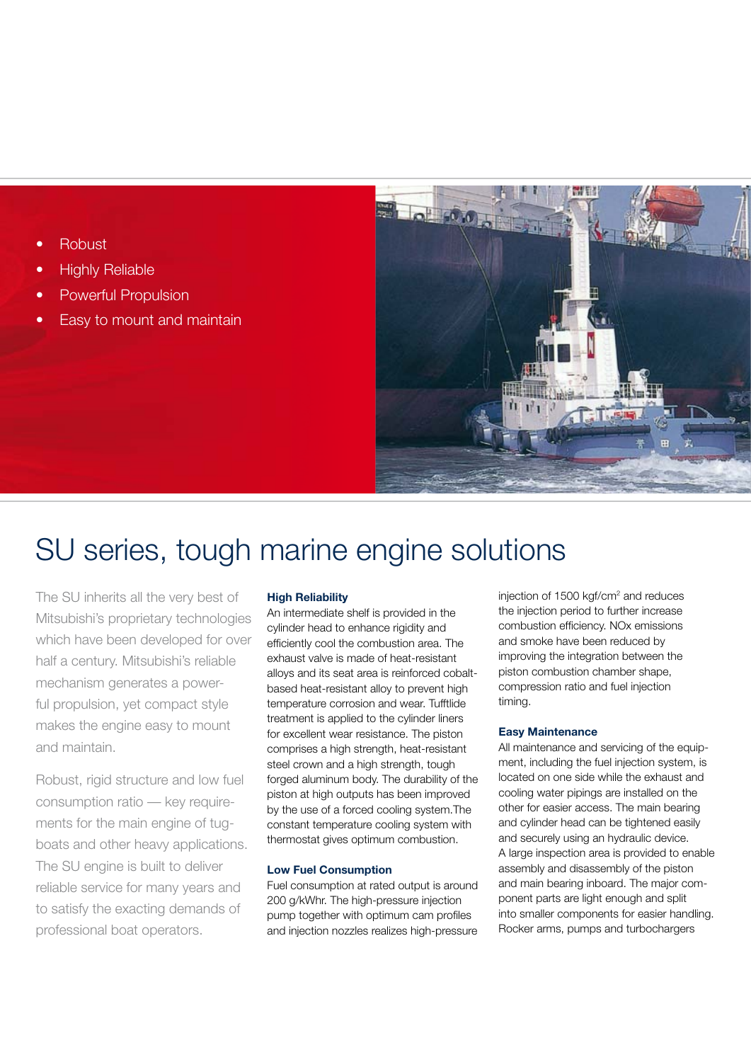- Robust
- Highly Reliable
- Powerful Propulsion
- Easy to mount and maintain

# SU series, tough marine engine solutions

The SU inherits all the very best of Mitsubishi's proprietary technologies which have been developed for over half a century. Mitsubishi's reliable mechanism generates a powerful propulsion, yet compact style makes the engine easy to mount and maintain.

Robust, rigid structure and low fuel consumption ratio — key requirements for the main engine of tugboats and other heavy applications. The SU engine is built to deliver reliable service for many years and to satisfy the exacting demands of professional boat operators.

### High Reliability

An intermediate shelf is provided in the cylinder head to enhance rigidity and efficiently cool the combustion area. The exhaust valve is made of heat-resistant alloys and its seat area is reinforced cobalt-based heat-resistant alloy to prevent high temperature corrosion and wear. Tufftlide treatment is applied to the cylinder liners for excellent wear resistance. The piston comprises a high strength, heat-resistant steel crown and a high strength, tough forged aluminum body. The durability of the piston at high outputs has been improved by the use of a forced cooling system.The constant temperature cooling system with thermostat gives optimum combustion.

### Low Fuel Consumption

Fuel consumption at rated output is around 200 g/kWhr. The high-pressure injection pump together with optimum cam profiles and injection nozzles realizes high-pressure injection of 1500 kgf/cm$^2$ and reduces the injection period to further increase combustion efficiency. NOx emissions and smoke have been reduced by improving the integration between the piston combustion chamber shape, compression ratio and fuel injection timing.

### Easy Maintenance

All maintenance and servicing of the equipment, including the fuel injection system, is located on one side while the exhaust and cooling water pipings are installed on the other for easier access. The main bearing and cylinder head can be tightened easily and securely using an hydraulic device. A large inspection area is provided to enable assembly and disassembly of the piston and main bearing inboard. The major component parts are light enough and split into smaller components for easier handling. Rocker arms, pumps and turbochargers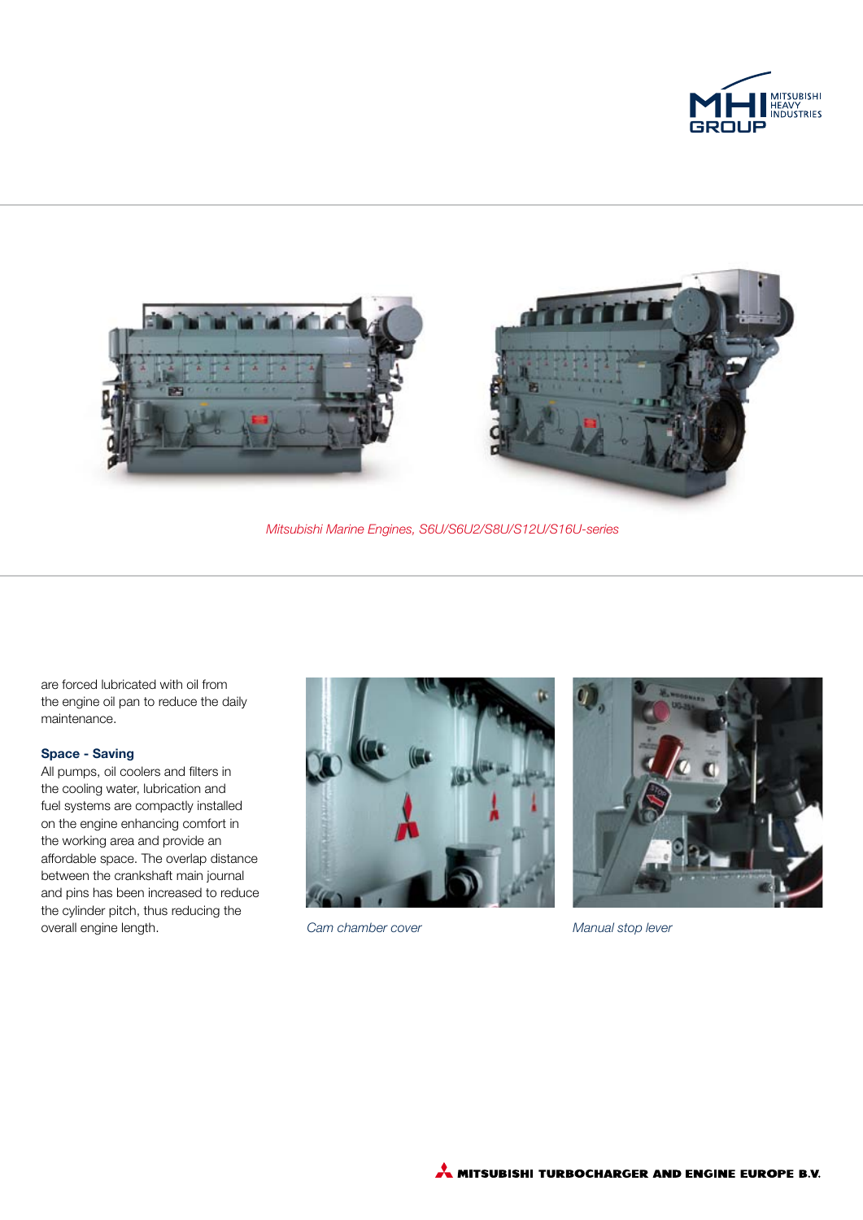*Mitsubishi Marine Engines, S6U/S6U2/S8U/S12U/S16U-series*

are forced lubricated with oil from the engine oil pan to reduce the daily maintenance.

**Space - Saving**

All pumps, oil coolers and filters in the cooling water, lubrication and fuel systems are compactly installed on the engine enhancing comfort in the working area and provide an affordable space. The overlap distance between the crankshaft main journal and pins has been increased to reduce the cylinder pitch, thus reducing the overall engine length.

*Cam chamber cover*

*Manual stop lever*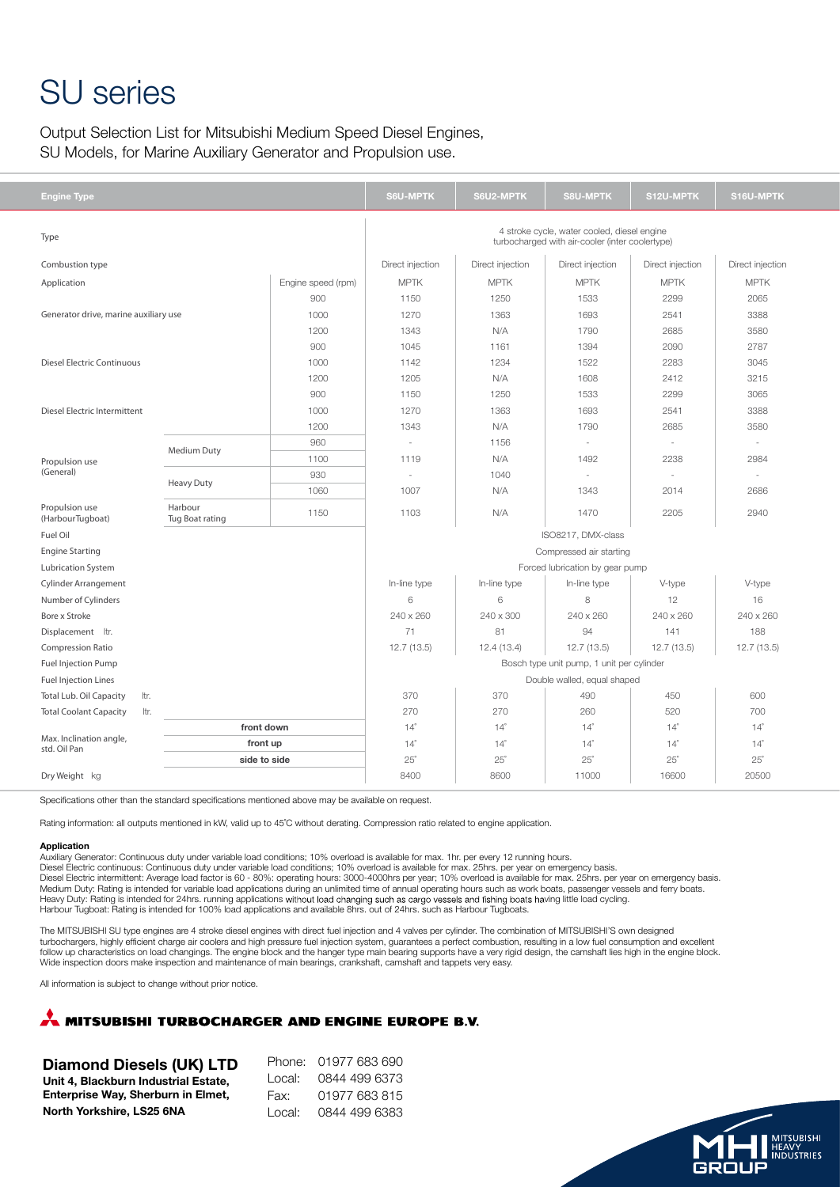# SU series

Output Selection List for Mitsubishi Medium Speed Diesel Engines, SU Models, for Marine Auxiliary Generator and Propulsion use.

| Engine Type | | | S6U-MPTK | S6U2-MPTK | S8U-MPTK | S12U-MPTK | S16U-MPTK |
|---|---|---|---|---|---|---|---|
| Type | | | 4 stroke cycle, water cooled, diesel engine turbocharged with air-cooler (inter coolertype) | | | | |
| Combustion type | | | Direct injection | Direct injection | Direct injection | Direct injection | Direct injection |
| Application | | Engine speed (rpm) | MPTK | MPTK | MPTK | MPTK | MPTK |
| Generator drive, marine auxiliary use | | 900 | 1150 | 1250 | 1533 | 2299 | 2065 |
| | | 1000 | 1270 | 1363 | 1693 | 2541 | 3388 |
| | | 1200 | 1343 | N/A | 1790 | 2685 | 3580 |
| Diesel Electric Continuous | | 900 | 1045 | 1161 | 1394 | 2090 | 2787 |
| | | 1000 | 1142 | 1234 | 1522 | 2283 | 3045 |
| | | 1200 | 1205 | N/A | 1608 | 2412 | 3215 |
| Diesel Electric Intermittent | | 900 | 1150 | 1250 | 1533 | 2299 | 3065 |
| | | 1000 | 1270 | 1363 | 1693 | 2541 | 3388 |
| | | 1200 | 1343 | N/A | 1790 | 2685 | 3580 |
| Propulsion use (General) | Medium Duty | 960 | - | 1156 | - | - | - |
| | | 1100 | 1119 | N/A | 1492 | 2238 | 2984 |
| | Heavy Duty | 930 | - | 1040 | - | - | - |
| | | 1060 | 1007 | N/A | 1343 | 2014 | 2686 |
| Propulsion use (HarbourTugboat) | Harbour Tug Boat rating | 1150 | 1103 | N/A | 1470 | 2205 | 2940 |
| Fuel Oil | | | ISO8217, DMX-class | | | | |
| Engine Starting | | | Compressed air starting | | | | |
| Lubrication System | | | Forced lubrication by gear pump | | | | |
| Cylinder Arrangement | | | In-line type | In-line type | In-line type | V-type | V-type |
| Number of Cylinders | | | 6 | 6 | 8 | 12 | 16 |
| Bore x Stroke | | | 240 x 260 | 240 x 300 | 240 x 260 | 240 x 260 | 240 x 260 |
| Displacement ltr. | | | 71 | 81 | 94 | 141 | 188 |
| Compression Ratio | | | 12.7 (13.5) | 12.4 (13.4) | 12.7 (13.5) | 12.7 (13.5) | 12.7 (13.5) |
| Fuel Injection Pump | | | Bosch type unit pump, 1 unit per cylinder | | | | |
| Fuel Injection Lines | | | Double walled, equal shaped | | | | |
| Total Lub. Oil Capacity ltr. | | | 370 | 370 | 490 | 450 | 600 |
| Total Coolant Capacity ltr. | | | 270 | 270 | 260 | 520 | 700 |
| Max. Inclination angle, std. Oil Pan | front down | | 14° | 14° | 14° | 14° | 14° |
| | front up | | 14° | 14° | 14° | 14° | 14° |
| | side to side | | 25° | 25° | 25° | 25° | 25° |
| Dry Weight kg | | | 8400 | 8600 | 11000 | 16600 | 20500 |

Specifications other than the standard specifications mentioned above may be available on request.

Rating information: all outputs mentioned in kW, valid up to 45˚C without derating. Compression ratio related to engine application.

**Application**

Auxiliary Generator: Continuous duty under variable load conditions; 10% overload is available for max. 1hr. per every 12 running hours.
Diesel Electric continuous: Continuous duty under variable load conditions; 10% overload is available for max. 25hrs. per year on emergency basis.
Diesel Electric intermittent: Average load factor is 60 - 80%: operating hours: 3000-4000hrs per year; 10% overload is available for max. 25hrs. per year on emergency basis.
Medium Duty: Rating is intended for variable load applications during an unlimited time of annual operating hours such as work boats, passenger vessels and ferry boats.
Heavy Duty: Rating is intended for 24hrs. running applications without load changing such as cargo vessels and fishing boats having little load cycling.
Harbour Tugboat: Rating is intended for 100% load applications and available 8hrs. out of 24hrs. such as Harbour Tugboats.

The MITSUBISHI SU type engines are 4 stroke diesel engines with direct fuel injection and 4 valves per cylinder. The combination of MITSUBISHI'S own designed turbochargers, highly efficient charge air coolers and high pressure fuel injection system, guarantees a perfect combustion, resulting in a low fuel consumption and excellent follow up characteristics on load changings. The engine block and the hanger type main bearing supports have a very rigid design, the camshaft lies high in the engine block. Wide inspection doors make inspection and maintenance of main bearings, crankshaft, camshaft and tappets very easy.

All information is subject to change without prior notice.

**MITSUBISHI TURBOCHARGER AND ENGINE EUROPE B.V.**

**Diamond Diesels (UK) LTD**
**Unit 4, Blackburn Industrial Estate,**
**Enterprise Way, Sherburn in Elmet,**
**North Yorkshire, LS25 6NA**

Phone: 01977 683 690
Local: 0844 499 6373
Fax: 01977 683 815
Local: 0844 499 6383

MHI GROUP MITSUBISHI HEAVY INDUSTRIES